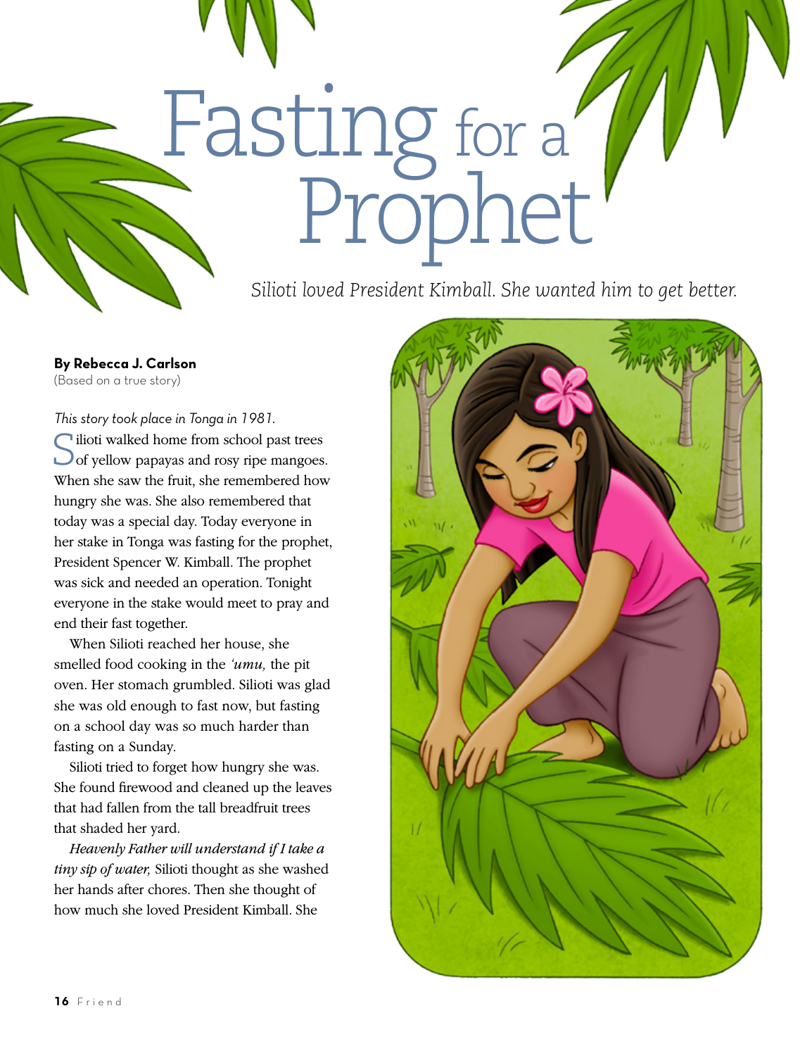# Fasting for a Prophet

*Silioti loved President Kimball. She wanted him to get better.*

**By Rebecca J. Carlson**
(Based on a true story)

*This story took place in Tonga in 1981.*

Silioti walked home from school past trees of yellow papayas and rosy ripe mangoes. When she saw the fruit, she remembered how hungry she was. She also remembered that today was a special day. Today everyone in her stake in Tonga was fasting for the prophet, President Spencer W. Kimball. The prophet was sick and needed an operation. Tonight everyone in the stake would meet to pray and end their fast together.

When Silioti reached her house, she smelled food cooking in the *ʻumu,* the pit oven. Her stomach grumbled. Silioti was glad she was old enough to fast now, but fasting on a school day was so much harder than fasting on a Sunday.

Silioti tried to forget how hungry she was. She found firewood and cleaned up the leaves that had fallen from the tall breadfruit trees that shaded her yard.

*Heavenly Father will understand if I take a tiny sip of water,* Silioti thought as she washed her hands after chores. Then she thought of how much she loved President Kimball. She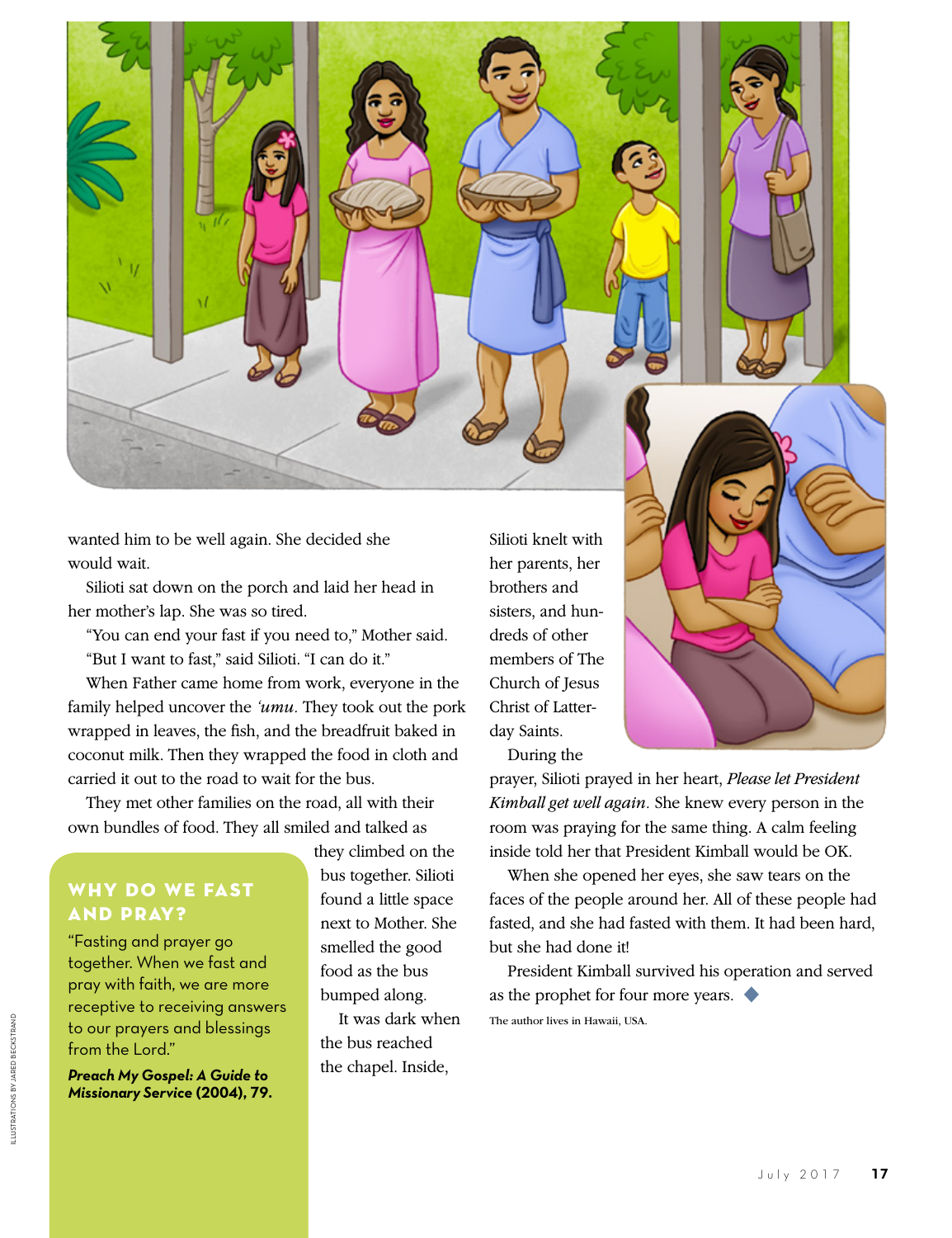wanted him to be well again. She decided she would wait.

Silioti sat down on the porch and laid her head in her mother's lap. She was so tired.

"You can end your fast if you need to," Mother said.

"But I want to fast," said Silioti. "I can do it."

When Father came home from work, everyone in the family helped uncover the *'umu*. They took out the pork wrapped in leaves, the fish, and the breadfruit baked in coconut milk. Then they wrapped the food in cloth and carried it out to the road to wait for the bus.

They met other families on the road, all with their own bundles of food. They all smiled and talked as they climbed on the bus together. Silioti found a little space next to Mother. She smelled the good food as the bus bumped along.

It was dark when the bus reached the chapel. Inside, Silioti knelt with her parents, her brothers and sisters, and hundreds of other members of The Church of Jesus Christ of Latter-day Saints.

During the prayer, Silioti prayed in her heart, *Please let President Kimball get well again.* She knew every person in the room was praying for the same thing. A calm feeling inside told her that President Kimball would be OK.

When she opened her eyes, she saw tears on the faces of the people around her. All of these people had fasted, and she had fasted with them. It had been hard, but she had done it!

President Kimball survived his operation and served as the prophet for four more years. ◆

The author lives in Hawaii, USA.

## WHY DO WE FAST AND PRAY?

"Fasting and prayer go together. When we fast and pray with faith, we are more receptive to receiving answers to our prayers and blessings from the Lord."

***Preach My Gospel: A Guide to Missionary Service* (2004), 79.**

ILLUSTRATIONS BY JARED BECKSTRAND